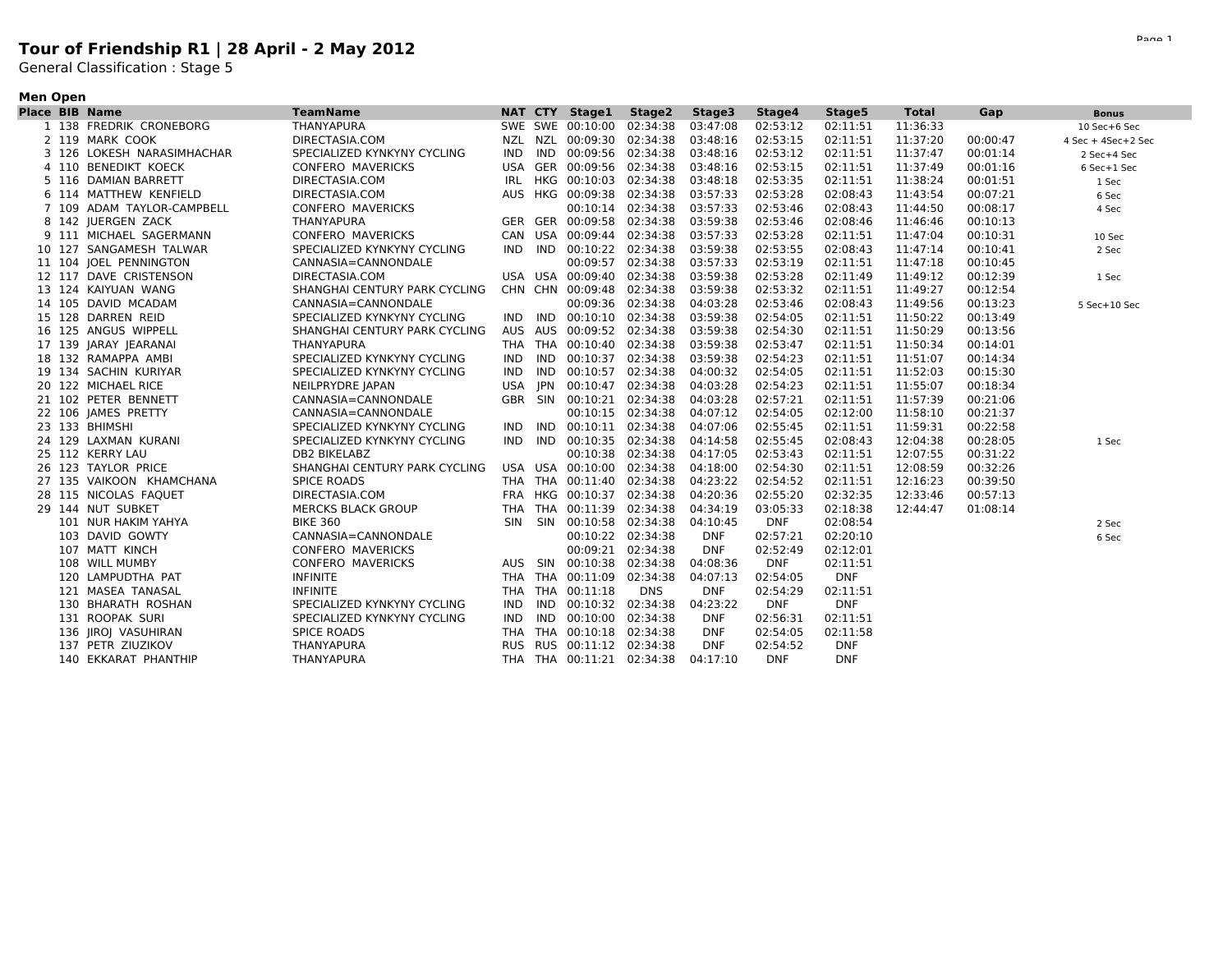# Tour of Friendship R1 | 28 April - 2 May 2012

General Classification : Stage 5

### Men Open

| Place | BIB | Name | TeamName | NAT | CTY | Stage1 | Stage2 | Stage3 | Stage4 | Stage5 | Total | Gap | Bonus |
|---|---|---|---|---|---|---|---|---|---|---|---|---|---|
| 1 | 138 | FREDRIK CRONEBORG | THANYAPURA | SWE | SWE | 00:10:00 | 02:34:38 | 03:47:08 | 02:53:12 | 02:11:51 | 11:36:33 | | 10 Sec+6 Sec |
| 2 | 119 | MARK COOK | DIRECTASIA.COM | NZL | NZL | 00:09:30 | 02:34:38 | 03:48:16 | 02:53:15 | 02:11:51 | 11:37:20 | 00:00:47 | 4 Sec + 4Sec+2 Sec |
| 3 | 126 | LOKESH NARASIMHACHAR | SPECIALIZED KYNKYNY CYCLING | IND | IND | 00:09:56 | 02:34:38 | 03:48:16 | 02:53:12 | 02:11:51 | 11:37:47 | 00:01:14 | 2 Sec+4 Sec |
| 4 | 110 | BENEDIKT KOECK | CONFERO MAVERICKS | USA | GER | 00:09:56 | 02:34:38 | 03:48:16 | 02:53:15 | 02:11:51 | 11:37:49 | 00:01:16 | 6 Sec+1 Sec |
| 5 | 116 | DAMIAN BARRETT | DIRECTASIA.COM | IRL | HKG | 00:10:03 | 02:34:38 | 03:48:18 | 02:53:35 | 02:11:51 | 11:38:24 | 00:01:51 | 1 Sec |
| 6 | 114 | MATTHEW KENFIELD | DIRECTASIA.COM | AUS | HKG | 00:09:38 | 02:34:38 | 03:57:33 | 02:53:28 | 02:08:43 | 11:43:54 | 00:07:21 | 6 Sec |
| 7 | 109 | ADAM TAYLOR-CAMPBELL | CONFERO MAVERICKS | | | 00:10:14 | 02:34:38 | 03:57:33 | 02:53:46 | 02:08:43 | 11:44:50 | 00:08:17 | 4 Sec |
| 8 | 142 | JUERGEN ZACK | THANYAPURA | GER | GER | 00:09:58 | 02:34:38 | 03:59:38 | 02:53:46 | 02:08:46 | 11:46:46 | 00:10:13 | |
| 9 | 111 | MICHAEL SAGERMANN | CONFERO MAVERICKS | CAN | USA | 00:09:44 | 02:34:38 | 03:57:33 | 02:53:28 | 02:11:51 | 11:47:04 | 00:10:31 | 10 Sec |
| 10 | 127 | SANGAMESH TALWAR | SPECIALIZED KYNKYNY CYCLING | IND | IND | 00:10:22 | 02:34:38 | 03:59:38 | 02:53:55 | 02:08:43 | 11:47:14 | 00:10:41 | 2 Sec |
| 11 | 104 | JOEL PENNINGTON | CANNASIA=CANNONDALE | | | 00:09:57 | 02:34:38 | 03:57:33 | 02:53:19 | 02:11:51 | 11:47:18 | 00:10:45 | |
| 12 | 117 | DAVE CRISTENSON | DIRECTASIA.COM | USA | USA | 00:09:40 | 02:34:38 | 03:59:38 | 02:53:28 | 02:11:49 | 11:49:12 | 00:12:39 | 1 Sec |
| 13 | 124 | KAIYUAN WANG | SHANGHAI CENTURY PARK CYCLING | CHN | CHN | 00:09:48 | 02:34:38 | 03:59:38 | 02:53:32 | 02:11:51 | 11:49:27 | 00:12:54 | |
| 14 | 105 | DAVID MCADAM | CANNASIA=CANNONDALE | | | 00:09:36 | 02:34:38 | 04:03:28 | 02:53:46 | 02:08:43 | 11:49:56 | 00:13:23 | 5 Sec+10 Sec |
| 15 | 128 | DARREN REID | SPECIALIZED KYNKYNY CYCLING | IND | IND | 00:10:10 | 02:34:38 | 03:59:38 | 02:54:05 | 02:11:51 | 11:50:22 | 00:13:49 | |
| 16 | 125 | ANGUS WIPPELL | SHANGHAI CENTURY PARK CYCLING | AUS | AUS | 00:09:52 | 02:34:38 | 03:59:38 | 02:54:30 | 02:11:51 | 11:50:29 | 00:13:56 | |
| 17 | 139 | JARAY JEARANAI | THANYAPURA | THA | THA | 00:10:40 | 02:34:38 | 03:59:38 | 02:53:47 | 02:11:51 | 11:50:34 | 00:14:01 | |
| 18 | 132 | RAMAPPA AMBI | SPECIALIZED KYNKYNY CYCLING | IND | IND | 00:10:37 | 02:34:38 | 03:59:38 | 02:54:23 | 02:11:51 | 11:51:07 | 00:14:34 | |
| 19 | 134 | SACHIN KURIYAR | SPECIALIZED KYNKYNY CYCLING | IND | IND | 00:10:57 | 02:34:38 | 04:00:32 | 02:54:05 | 02:11:51 | 11:52:03 | 00:15:30 | |
| 20 | 122 | MICHAEL RICE | NEILPRYDRE JAPAN | USA | JPN | 00:10:47 | 02:34:38 | 04:03:28 | 02:54:23 | 02:11:51 | 11:55:07 | 00:18:34 | |
| 21 | 102 | PETER BENNETT | CANNASIA=CANNONDALE | GBR | SIN | 00:10:21 | 02:34:38 | 04:03:28 | 02:57:21 | 02:11:51 | 11:57:39 | 00:21:06 | |
| 22 | 106 | JAMES PRETTY | CANNASIA=CANNONDALE | | | 00:10:15 | 02:34:38 | 04:07:12 | 02:54:05 | 02:12:00 | 11:58:10 | 00:21:37 | |
| 23 | 133 | BHIMSHI | SPECIALIZED KYNKYNY CYCLING | IND | IND | 00:10:11 | 02:34:38 | 04:07:06 | 02:55:45 | 02:11:51 | 11:59:31 | 00:22:58 | |
| 24 | 129 | LAXMAN KURANI | SPECIALIZED KYNKYNY CYCLING | IND | IND | 00:10:35 | 02:34:38 | 04:14:58 | 02:55:45 | 02:08:43 | 12:04:38 | 00:28:05 | 1 Sec |
| 25 | 112 | KERRY LAU | DB2 BIKELABZ | | | 00:10:38 | 02:34:38 | 04:17:05 | 02:53:43 | 02:11:51 | 12:07:55 | 00:31:22 | |
| 26 | 123 | TAYLOR PRICE | SHANGHAI CENTURY PARK CYCLING | USA | USA | 00:10:00 | 02:34:38 | 04:18:00 | 02:54:30 | 02:11:51 | 12:08:59 | 00:32:26 | |
| 27 | 135 | VAIKOON KHAMCHANA | SPICE ROADS | THA | THA | 00:11:40 | 02:34:38 | 04:23:22 | 02:54:52 | 02:11:51 | 12:16:23 | 00:39:50 | |
| 28 | 115 | NICOLAS FAQUET | DIRECTASIA.COM | FRA | HKG | 00:10:37 | 02:34:38 | 04:20:36 | 02:55:20 | 02:32:35 | 12:33:46 | 00:57:13 | |
| 29 | 144 | NUT SUBKET | MERCKS BLACK GROUP | THA | THA | 00:11:39 | 02:34:38 | 04:34:19 | 03:05:33 | 02:18:38 | 12:44:47 | 01:08:14 | |
| | 101 | NUR HAKIM YAHYA | BIKE 360 | SIN | SIN | 00:10:58 | 02:34:38 | 04:10:45 | DNF | 02:08:54 | | | 2 Sec |
| | 103 | DAVID GOWTY | CANNASIA=CANNONDALE | | | 00:10:22 | 02:34:38 | DNF | 02:57:21 | 02:20:10 | | | 6 Sec |
| | 107 | MATT KINCH | CONFERO MAVERICKS | | | 00:09:21 | 02:34:38 | DNF | 02:52:49 | 02:12:01 | | | |
| | 108 | WILL MUMBY | CONFERO MAVERICKS | AUS | SIN | 00:10:38 | 02:34:38 | 04:08:36 | DNF | 02:11:51 | | | |
| | 120 | LAMPUDTHA PAT | INFINITE | THA | THA | 00:11:09 | 02:34:38 | 04:07:13 | 02:54:05 | DNF | | | |
| | 121 | MASEA TANASAL | INFINITE | THA | THA | 00:11:18 | DNS | DNF | 02:54:29 | 02:11:51 | | | |
| | 130 | BHARATH ROSHAN | SPECIALIZED KYNKYNY CYCLING | IND | IND | 00:10:32 | 02:34:38 | 04:23:22 | DNF | DNF | | | |
| | 131 | ROOPAK SURI | SPECIALIZED KYNKYNY CYCLING | IND | IND | 00:10:00 | 02:34:38 | DNF | 02:56:31 | 02:11:51 | | | |
| | 136 | JIROJ VASUHIRAN | SPICE ROADS | THA | THA | 00:10:18 | 02:34:38 | DNF | 02:54:05 | 02:11:58 | | | |
| | 137 | PETR ZIUZIKOV | THANYAPURA | RUS | RUS | 00:11:12 | 02:34:38 | DNF | 02:54:52 | DNF | | | |
| | 140 | EKKARAT PHANTHIP | THANYAPURA | THA | THA | 00:11:21 | 02:34:38 | 04:17:10 | DNF | DNF | | | |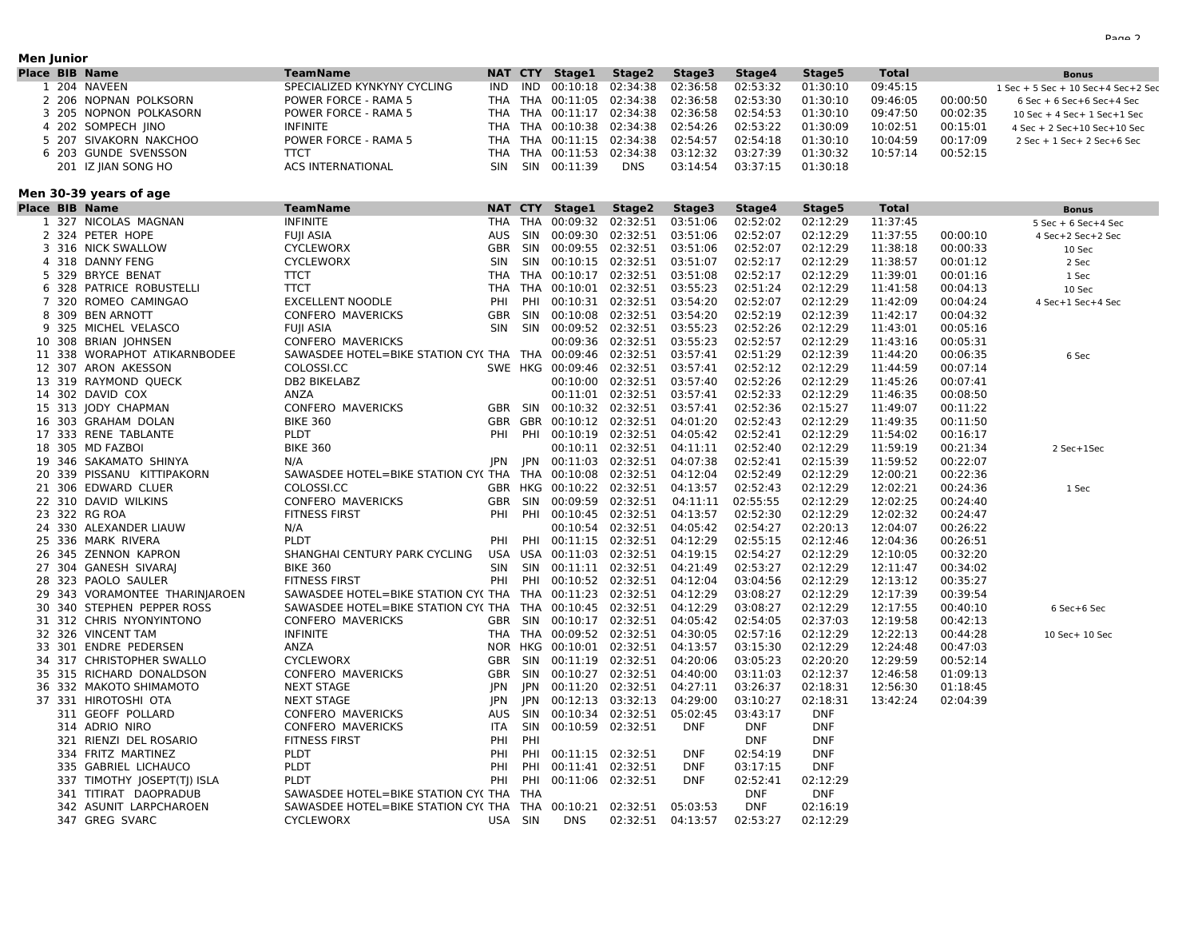## Men Junior

| Place | BIB | Name | TeamName | NAT | CTY | Stage1 | Stage2 | Stage3 | Stage4 | Stage5 | Total | | Bonus |
|---|---|---|---|---|---|---|---|---|---|---|---|---|---|
| 1 | 204 | NAVEEN | SPECIALIZED KYNKYNY CYCLING | IND | IND | 00:10:18 | 02:34:38 | 02:36:58 | 02:53:32 | 01:30:10 | 09:45:15 | | 1 Sec + 5 Sec + 10 Sec+4 Sec+2 Sec |
| 2 | 206 | NOPNAN POLKSORN | POWER FORCE - RAMA 5 | THA | THA | 00:11:05 | 02:34:38 | 02:36:58 | 02:53:30 | 01:30:10 | 09:46:05 | 00:00:50 | 6 Sec + 6 Sec+6 Sec+4 Sec |
| 3 | 205 | NOPNON POLKASORN | POWER FORCE - RAMA 5 | THA | THA | 00:11:17 | 02:34:38 | 02:36:58 | 02:54:53 | 01:30:10 | 09:47:50 | 00:02:35 | 10 Sec + 4 Sec+ 1 Sec+1 Sec |
| 4 | 202 | SOMPECH JINO | INFINITE | THA | THA | 00:10:38 | 02:34:38 | 02:54:26 | 02:53:22 | 01:30:09 | 10:02:51 | 00:15:01 | 4 Sec + 2 Sec+10 Sec+10 Sec |
| 5 | 207 | SIVAKORN NAKCHOO | POWER FORCE - RAMA 5 | THA | THA | 00:11:15 | 02:34:38 | 02:54:57 | 02:54:18 | 01:30:10 | 10:04:59 | 00:17:09 | 2 Sec + 1 Sec+ 2 Sec+6 Sec |
| 6 | 203 | GUNDE SVENSSON | TTCT | THA | THA | 00:11:53 | 02:34:38 | 03:12:32 | 03:27:39 | 01:30:32 | 10:57:14 | 00:52:15 | |
| | 201 | IZ JIAN SONG HO | ACS INTERNATIONAL | SIN | SIN | 00:11:39 | DNS | 03:14:54 | 03:37:15 | 01:30:18 | | | |

## Men 30-39 years of age

| Place | BIB | Name | TeamName | NAT | CTY | Stage1 | Stage2 | Stage3 | Stage4 | Stage5 | Total | | Bonus |
|---|---|---|---|---|---|---|---|---|---|---|---|---|---|
| 1 | 327 | NICOLAS MAGNAN | INFINITE | THA | THA | 00:09:32 | 02:32:51 | 03:51:06 | 02:52:02 | 02:12:29 | 11:37:45 | | 5 Sec + 6 Sec+4 Sec |
| 2 | 324 | PETER HOPE | FUJI ASIA | AUS | SIN | 00:09:30 | 02:32:51 | 03:51:06 | 02:52:07 | 02:12:29 | 11:37:55 | 00:00:10 | 4 Sec+2 Sec+2 Sec |
| 3 | 316 | NICK SWALLOW | CYCLEWORX | GBR | SIN | 00:09:55 | 02:32:51 | 03:51:06 | 02:52:07 | 02:12:29 | 11:38:18 | 00:00:33 | 10 Sec |
| 4 | 318 | DANNY FENG | CYCLEWORX | SIN | SIN | 00:10:15 | 02:32:51 | 03:51:07 | 02:52:17 | 02:12:29 | 11:38:57 | 00:01:12 | 2 Sec |
| 5 | 329 | BRYCE BENAT | TTCT | THA | THA | 00:10:17 | 02:32:51 | 03:51:08 | 02:52:17 | 02:12:29 | 11:39:01 | 00:01:16 | 1 Sec |
| 6 | 328 | PATRICE ROBUSTELLI | TTCT | THA | THA | 00:10:01 | 02:32:51 | 03:55:23 | 02:51:24 | 02:12:29 | 11:41:58 | 00:04:13 | 10 Sec |
| 7 | 320 | ROMEO CAMINGAO | EXCELLENT NOODLE | PHI | PHI | 00:10:31 | 02:32:51 | 03:54:20 | 02:52:07 | 02:12:29 | 11:42:09 | 00:04:24 | 4 Sec+1 Sec+4 Sec |
| 8 | 309 | BEN ARNOTT | CONFERO MAVERICKS | GBR | SIN | 00:10:08 | 02:32:51 | 03:54:20 | 02:52:19 | 02:12:39 | 11:42:17 | 00:04:32 | |
| 9 | 325 | MICHEL VELASCO | FUJI ASIA | SIN | SIN | 00:09:52 | 02:32:51 | 03:55:23 | 02:52:26 | 02:12:29 | 11:43:01 | 00:05:16 | |
| 10 | 308 | BRIAN JOHNSEN | CONFERO MAVERICKS | | | 00:09:36 | 02:32:51 | 03:55:23 | 02:52:57 | 02:12:29 | 11:43:16 | 00:05:31 | |
| 11 | 338 | WORAPHOT ATIKARNBODEE | SAWASDEE HOTEL=BIKE STATION CY( | THA | THA | 00:09:46 | 02:32:51 | 03:57:41 | 02:51:29 | 02:12:39 | 11:44:20 | 00:06:35 | 6 Sec |
| 12 | 307 | ARON AKESSON | COLOSSI.CC | SWE | HKG | 00:09:46 | 02:32:51 | 03:57:41 | 02:52:12 | 02:12:29 | 11:44:59 | 00:07:14 | |
| 13 | 319 | RAYMOND QUECK | DB2 BIKELABZ | | | 00:10:00 | 02:32:51 | 03:57:40 | 02:52:26 | 02:12:29 | 11:45:26 | 00:07:41 | |
| 14 | 302 | DAVID COX | ANZA | | | 00:11:01 | 02:32:51 | 03:57:41 | 02:52:33 | 02:12:29 | 11:46:35 | 00:08:50 | |
| 15 | 313 | JODY CHAPMAN | CONFERO MAVERICKS | GBR | SIN | 00:10:32 | 02:32:51 | 03:57:41 | 02:52:36 | 02:15:27 | 11:49:07 | 00:11:22 | |
| 16 | 303 | GRAHAM DOLAN | BIKE 360 | GBR | GBR | 00:10:12 | 02:32:51 | 04:01:20 | 02:52:43 | 02:12:29 | 11:49:35 | 00:11:50 | |
| 17 | 333 | RENE TABLANTE | PLDT | PHI | PHI | 00:10:19 | 02:32:51 | 04:05:42 | 02:52:41 | 02:12:29 | 11:54:02 | 00:16:17 | |
| 18 | 305 | MD FAZBOI | BIKE 360 | | | 00:10:11 | 02:32:51 | 04:11:11 | 02:52:40 | 02:12:29 | 11:59:19 | 00:21:34 | 2 Sec+1Sec |
| 19 | 346 | SAKAMATO SHINYA | N/A | JPN | JPN | 00:11:03 | 02:32:51 | 04:07:38 | 02:52:41 | 02:15:39 | 11:59:52 | 00:22:07 | |
| 20 | 339 | PISSANU KITTIPAKORN | SAWASDEE HOTEL=BIKE STATION CY( | THA | THA | 00:10:08 | 02:32:51 | 04:12:04 | 02:52:49 | 02:12:29 | 12:00:21 | 00:22:36 | |
| 21 | 306 | EDWARD CLUER | COLOSSI.CC | GBR | HKG | 00:10:22 | 02:32:51 | 04:13:57 | 02:52:43 | 02:12:29 | 12:02:21 | 00:24:36 | 1 Sec |
| 22 | 310 | DAVID WILKINS | CONFERO MAVERICKS | GBR | SIN | 00:09:59 | 02:32:51 | 04:11:11 | 02:55:55 | 02:12:29 | 12:02:25 | 00:24:40 | |
| 23 | 322 | RG ROA | FITNESS FIRST | PHI | PHI | 00:10:45 | 02:32:51 | 04:13:57 | 02:52:30 | 02:12:29 | 12:02:32 | 00:24:47 | |
| 24 | 330 | ALEXANDER LIAUW | N/A | | | 00:10:54 | 02:32:51 | 04:05:42 | 02:54:27 | 02:20:13 | 12:04:07 | 00:26:22 | |
| 25 | 336 | MARK RIVERA | PLDT | PHI | PHI | 00:11:15 | 02:32:51 | 04:12:29 | 02:55:15 | 02:12:46 | 12:04:36 | 00:26:51 | |
| 26 | 345 | ZENNON KAPRON | SHANGHAI CENTURY PARK CYCLING | USA | USA | 00:11:03 | 02:32:51 | 04:19:15 | 02:54:27 | 02:12:29 | 12:10:05 | 00:32:20 | |
| 27 | 304 | GANESH SIVARAJ | BIKE 360 | SIN | SIN | 00:11:11 | 02:32:51 | 04:21:49 | 02:53:27 | 02:12:29 | 12:11:47 | 00:34:02 | |
| 28 | 323 | PAOLO SAULER | FITNESS FIRST | PHI | PHI | 00:10:52 | 02:32:51 | 04:12:04 | 03:04:56 | 02:12:29 | 12:13:12 | 00:35:27 | |
| 29 | 343 | VORAMONTEE THARINJAROEN | SAWASDEE HOTEL=BIKE STATION CY( | THA | THA | 00:11:23 | 02:32:51 | 04:12:29 | 03:08:27 | 02:12:29 | 12:17:39 | 00:39:54 | |
| 30 | 340 | STEPHEN PEPPER ROSS | SAWASDEE HOTEL=BIKE STATION CY( | THA | THA | 00:10:45 | 02:32:51 | 04:12:29 | 03:08:27 | 02:12:29 | 12:17:55 | 00:40:10 | 6 Sec+6 Sec |
| 31 | 312 | CHRIS NYONYINTONO | CONFERO MAVERICKS | GBR | SIN | 00:10:17 | 02:32:51 | 04:05:42 | 02:54:05 | 02:37:03 | 12:19:58 | 00:42:13 | |
| 32 | 326 | VINCENT TAM | INFINITE | THA | THA | 00:09:52 | 02:32:51 | 04:30:05 | 02:57:16 | 02:12:29 | 12:22:13 | 00:44:28 | 10 Sec+ 10 Sec |
| 33 | 301 | ENDRE PEDERSEN | ANZA | NOR | HKG | 00:10:01 | 02:32:51 | 04:13:57 | 03:15:30 | 02:12:29 | 12:24:48 | 00:47:03 | |
| 34 | 317 | CHRISTOPHER SWALLO | CYCLEWORX | GBR | SIN | 00:11:19 | 02:32:51 | 04:20:06 | 03:05:23 | 02:20:20 | 12:29:59 | 00:52:14 | |
| 35 | 315 | RICHARD DONALDSON | CONFERO MAVERICKS | GBR | SIN | 00:10:27 | 02:32:51 | 04:40:00 | 03:11:03 | 02:12:37 | 12:46:58 | 01:09:13 | |
| 36 | 332 | MAKOTO SHIMAMOTO | NEXT STAGE | JPN | JPN | 00:11:20 | 02:32:51 | 04:27:11 | 03:26:37 | 02:18:31 | 12:56:30 | 01:18:45 | |
| 37 | 331 | HIROTOSHI OTA | NEXT STAGE | JPN | JPN | 00:12:13 | 03:32:13 | 04:29:00 | 03:10:27 | 02:18:31 | 13:42:24 | 02:04:39 | |
| | 311 | GEOFF POLLARD | CONFERO MAVERICKS | AUS | SIN | 00:10:34 | 02:32:51 | 05:02:45 | 03:43:17 | DNF | | | |
| | 314 | ADRIO NIRO | CONFERO MAVERICKS | ITA | SIN | 00:10:59 | 02:32:51 | DNF | DNF | DNF | | | |
| | 321 | RIENZI DEL ROSARIO | FITNESS FIRST | PHI | PHI | | | | DNF | DNF | | | |
| | 334 | FRITZ MARTINEZ | PLDT | PHI | PHI | 00:11:15 | 02:32:51 | DNF | 02:54:19 | DNF | | | |
| | 335 | GABRIEL LICHAUCO | PLDT | PHI | PHI | 00:11:41 | 02:32:51 | DNF | 03:17:15 | DNF | | | |
| | 337 | TIMOTHY JOSEPT(TJ) ISLA | PLDT | PHI | PHI | 00:11:06 | 02:32:51 | DNF | 02:52:41 | 02:12:29 | | | |
| | 341 | TITIRAT DAOPRADUB | SAWASDEE HOTEL=BIKE STATION CY( | THA | THA | | | | DNF | DNF | | | |
| | 342 | ASUNIT LARPCHAROEN | SAWASDEE HOTEL=BIKE STATION CY( | THA | THA | 00:10:21 | 02:32:51 | 05:03:53 | DNF | 02:16:19 | | | |
| | 347 | GREG SVARC | CYCLEWORX | USA | SIN | DNS | 02:32:51 | 04:13:57 | 02:53:27 | 02:12:29 | | | |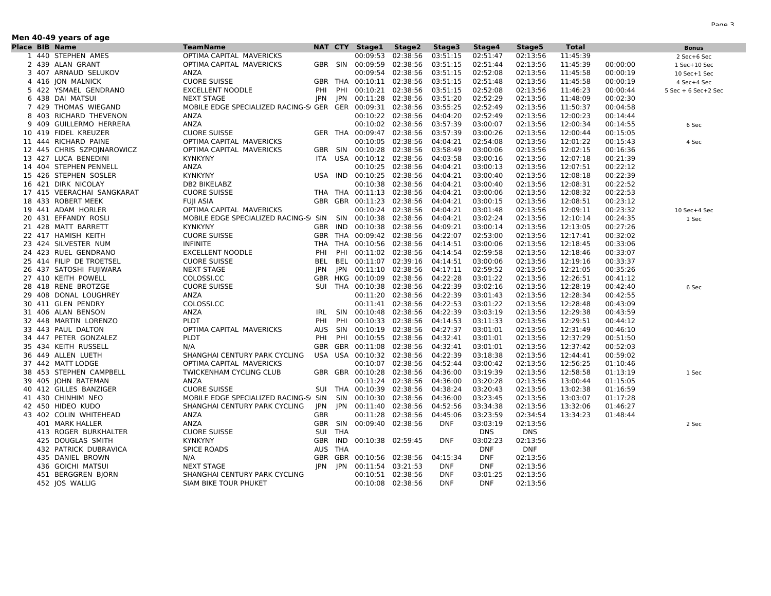**Men 40-49 years of age**

| Place | BIB | Name | TeamName | NAT | CTY | Stage1 | Stage2 | Stage3 | Stage4 | Stage5 | Total | | Bonus |
|---|---|---|---|---|---|---|---|---|---|---|---|---|---|
| 1 | 440 | STEPHEN AMES | OPTIMA CAPITAL MAVERICKS | | | 00:09:53 | 02:38:56 | 03:51:15 | 02:51:47 | 02:13:56 | 11:45:39 | | 2 Sec+6 Sec |
| 2 | 439 | ALAN GRANT | OPTIMA CAPITAL MAVERICKS | GBR | SIN | 00:09:59 | 02:38:56 | 03:51:15 | 02:51:44 | 02:13:56 | 11:45:39 | 00:00:00 | 1 Sec+10 Sec |
| 3 | 407 | ARNAUD SELUKOV | ANZA | | | 00:09:54 | 02:38:56 | 03:51:15 | 02:52:08 | 02:13:56 | 11:45:58 | 00:00:19 | 10 Sec+1 Sec |
| 4 | 416 | JON MALNICK | CUORE SUISSE | GBR | THA | 00:10:11 | 02:38:56 | 03:51:15 | 02:51:48 | 02:13:56 | 11:45:58 | 00:00:19 | 4 Sec+4 Sec |
| 5 | 422 | YSMAEL GENDRANO | EXCELLENT NOODLE | PHI | PHI | 00:10:21 | 02:38:56 | 03:51:15 | 02:52:08 | 02:13:56 | 11:46:23 | 00:00:44 | 5 Sec + 6 Sec+2 Sec |
| 6 | 438 | DAI MATSUI | NEXT STAGE | JPN | JPN | 00:11:28 | 02:38:56 | 03:51:20 | 02:52:29 | 02:13:56 | 11:48:09 | 00:02:30 | |
| 7 | 429 | THOMAS WIEGAND | MOBILE EDGE SPECIALIZED RACING-S | GER | GER | 00:09:31 | 02:38:56 | 03:55:25 | 02:52:49 | 02:13:56 | 11:50:37 | 00:04:58 | |
| 8 | 403 | RICHARD THEVENON | ANZA | | | 00:10:22 | 02:38:56 | 04:04:20 | 02:52:49 | 02:13:56 | 12:00:23 | 00:14:44 | |
| 9 | 409 | GUILLERMO HERRERA | ANZA | | | 00:10:02 | 02:38:56 | 03:57:39 | 03:00:07 | 02:13:56 | 12:00:34 | 00:14:55 | 6 Sec |
| 10 | 419 | FIDEL KREUZER | CUORE SUISSE | GER | THA | 00:09:47 | 02:38:56 | 03:57:39 | 03:00:26 | 02:13:56 | 12:00:44 | 00:15:05 | |
| 11 | 444 | RICHARD PAINE | OPTIMA CAPITAL MAVERICKS | | | 00:10:05 | 02:38:56 | 04:04:21 | 02:54:08 | 02:13:56 | 12:01:22 | 00:15:43 | 4 Sec |
| 12 | 445 | CHRIS SZPOJNAROWICZ | OPTIMA CAPITAL MAVERICKS | GBR | SIN | 00:10:28 | 02:38:56 | 03:58:49 | 03:00:06 | 02:13:56 | 12:02:15 | 00:16:36 | |
| 13 | 427 | LUCA BENEDINI | KYNKYNY | ITA | USA | 00:10:12 | 02:38:56 | 04:03:58 | 03:00:16 | 02:13:56 | 12:07:18 | 00:21:39 | |
| 14 | 404 | STEPHEN PENNELL | ANZA | | | 00:10:25 | 02:38:56 | 04:04:21 | 03:00:13 | 02:13:56 | 12:07:51 | 00:22:12 | |
| 15 | 426 | STEPHEN SOSLER | KYNKYNY | USA | IND | 00:10:25 | 02:38:56 | 04:04:21 | 03:00:40 | 02:13:56 | 12:08:18 | 00:22:39 | |
| 16 | 421 | DIRK NICOLAY | DB2 BIKELABZ | | | 00:10:38 | 02:38:56 | 04:04:21 | 03:00:40 | 02:13:56 | 12:08:31 | 00:22:52 | |
| 17 | 415 | VEERACHAI SANGKARAT | CUORE SUISSE | THA | THA | 00:11:13 | 02:38:56 | 04:04:21 | 03:00:06 | 02:13:56 | 12:08:32 | 00:22:53 | |
| 18 | 433 | ROBERT MEEK | FUJI ASIA | GBR | GBR | 00:11:23 | 02:38:56 | 04:04:21 | 03:00:15 | 02:13:56 | 12:08:51 | 00:23:12 | |
| 19 | 441 | ADAM HORLER | OPTIMA CAPITAL MAVERICKS | | | 00:10:24 | 02:38:56 | 04:04:21 | 03:01:48 | 02:13:56 | 12:09:11 | 00:23:32 | 10 Sec+4 Sec |
| 20 | 431 | EFFANDY ROSLI | MOBILE EDGE SPECIALIZED RACING-S | SIN | SIN | 00:10:38 | 02:38:56 | 04:04:21 | 03:02:24 | 02:13:56 | 12:10:14 | 00:24:35 | 1 Sec |
| 21 | 428 | MATT BARRETT | KYNKYNY | GBR | IND | 00:10:38 | 02:38:56 | 04:09:21 | 03:00:14 | 02:13:56 | 12:13:05 | 00:27:26 | |
| 22 | 417 | HAMISH KEITH | CUORE SUISSE | GBR | THA | 00:09:42 | 02:38:56 | 04:22:07 | 02:53:00 | 02:13:56 | 12:17:41 | 00:32:02 | |
| 23 | 424 | SILVESTER NUM | INFINITE | THA | THA | 00:10:56 | 02:38:56 | 04:14:51 | 03:00:06 | 02:13:56 | 12:18:45 | 00:33:06 | |
| 24 | 423 | RUEL GENDRANO | EXCELLENT NOODLE | PHI | PHI | 00:11:02 | 02:38:56 | 04:14:54 | 02:59:58 | 02:13:56 | 12:18:46 | 00:33:07 | |
| 25 | 414 | FILIP DE TROETSEL | CUORE SUISSE | BEL | BEL | 00:11:07 | 02:39:16 | 04:14:51 | 03:00:06 | 02:13:56 | 12:19:16 | 00:33:37 | |
| 26 | 437 | SATOSHI FUJIWARA | NEXT STAGE | JPN | JPN | 00:11:10 | 02:38:56 | 04:17:11 | 02:59:52 | 02:13:56 | 12:21:05 | 00:35:26 | |
| 27 | 410 | KEITH POWELL | COLOSSI.CC | GBR | HKG | 00:10:09 | 02:38:56 | 04:22:28 | 03:01:22 | 02:13:56 | 12:26:51 | 00:41:12 | |
| 28 | 418 | RENE BROTZGE | CUORE SUISSE | SUI | THA | 00:10:38 | 02:38:56 | 04:22:39 | 03:02:16 | 02:13:56 | 12:28:19 | 00:42:40 | 6 Sec |
| 29 | 408 | DONAL LOUGHREY | ANZA | | | 00:11:20 | 02:38:56 | 04:22:39 | 03:01:43 | 02:13:56 | 12:28:34 | 00:42:55 | |
| 30 | 411 | GLEN PENDRY | COLOSSI.CC | | | 00:11:41 | 02:38:56 | 04:22:53 | 03:01:22 | 02:13:56 | 12:28:48 | 00:43:09 | |
| 31 | 406 | ALAN BENSON | ANZA | IRL | SIN | 00:10:48 | 02:38:56 | 04:22:39 | 03:03:19 | 02:13:56 | 12:29:38 | 00:43:59 | |
| 32 | 448 | MARTIN LORENZO | PLDT | PHI | PHI | 00:10:33 | 02:38:56 | 04:14:53 | 03:11:33 | 02:13:56 | 12:29:51 | 00:44:12 | |
| 33 | 443 | PAUL DALTON | OPTIMA CAPITAL MAVERICKS | AUS | SIN | 00:10:19 | 02:38:56 | 04:27:37 | 03:01:01 | 02:13:56 | 12:31:49 | 00:46:10 | |
| 34 | 447 | PETER GONZALEZ | PLDT | PHI | PHI | 00:10:55 | 02:38:56 | 04:32:41 | 03:01:01 | 02:13:56 | 12:37:29 | 00:51:50 | |
| 35 | 434 | KEITH RUSSELL | N/A | GBR | GBR | 00:11:08 | 02:38:56 | 04:32:41 | 03:01:01 | 02:13:56 | 12:37:42 | 00:52:03 | |
| 36 | 449 | ALLEN LUETH | SHANGHAI CENTURY PARK CYCLING | USA | USA | 00:10:32 | 02:38:56 | 04:22:39 | 03:18:38 | 02:13:56 | 12:44:41 | 00:59:02 | |
| 37 | 442 | MATT LODGE | OPTIMA CAPITAL MAVERICKS | | | 00:10:07 | 02:38:56 | 04:52:44 | 03:00:42 | 02:13:56 | 12:56:25 | 01:10:46 | |
| 38 | 453 | STEPHEN CAMPBELL | TWICKENHAM CYCLING CLUB | GBR | GBR | 00:10:28 | 02:38:56 | 04:36:00 | 03:19:39 | 02:13:56 | 12:58:58 | 01:13:19 | 1 Sec |
| 39 | 405 | JOHN BATEMAN | ANZA | | | 00:11:24 | 02:38:56 | 04:36:00 | 03:20:28 | 02:13:56 | 13:00:44 | 01:15:05 | |
| 40 | 412 | GILLES BANZIGER | CUORE SUISSE | SUI | THA | 00:10:39 | 02:38:56 | 04:38:24 | 03:20:43 | 02:13:56 | 13:02:38 | 01:16:59 | |
| 41 | 430 | CHINHIM NEO | MOBILE EDGE SPECIALIZED RACING-S | SIN | SIN | 00:10:30 | 02:38:56 | 04:36:00 | 03:23:45 | 02:13:56 | 13:03:07 | 01:17:28 | |
| 42 | 450 | HIDEO KUDO | SHANGHAI CENTURY PARK CYCLING | JPN | JPN | 00:11:40 | 02:38:56 | 04:52:56 | 03:34:38 | 02:13:56 | 13:32:06 | 01:46:27 | |
| 43 | 402 | COLIN WHITEHEAD | ANZA | GBR | | 00:11:28 | 02:38:56 | 04:45:06 | 03:23:59 | 02:34:54 | 13:34:23 | 01:48:44 | |
| | 401 | MARK HALLER | ANZA | GBR | SIN | 00:09:40 | 02:38:56 | DNF | 03:03:19 | 02:13:56 | | | 2 Sec |
| | 413 | ROGER BURKHALTER | CUORE SUISSE | SUI | THA | | | | DNS | DNS | | | |
| | 425 | DOUGLAS SMITH | KYNKYNY | GBR | IND | 00:10:38 | 02:59:45 | DNF | 03:02:23 | 02:13:56 | | | |
| | 432 | PATRICK DUBRAVICA | SPICE ROADS | AUS | THA | | | | DNF | DNF | | | |
| | 435 | DANIEL BROWN | N/A | GBR | GBR | 00:10:56 | 02:38:56 | 04:15:34 | DNF | 02:13:56 | | | |
| | 436 | GOICHI MATSUI | NEXT STAGE | JPN | JPN | 00:11:54 | 03:21:53 | DNF | DNF | 02:13:56 | | | |
| | 451 | BERGGREN BJORN | SHANGHAI CENTURY PARK CYCLING | | | 00:10:51 | 02:38:56 | DNF | 03:01:25 | 02:13:56 | | | |
| | 452 | JOS WALLIG | SIAM BIKE TOUR PHUKET | | | 00:10:08 | 02:38:56 | DNF | DNF | 02:13:56 | | | |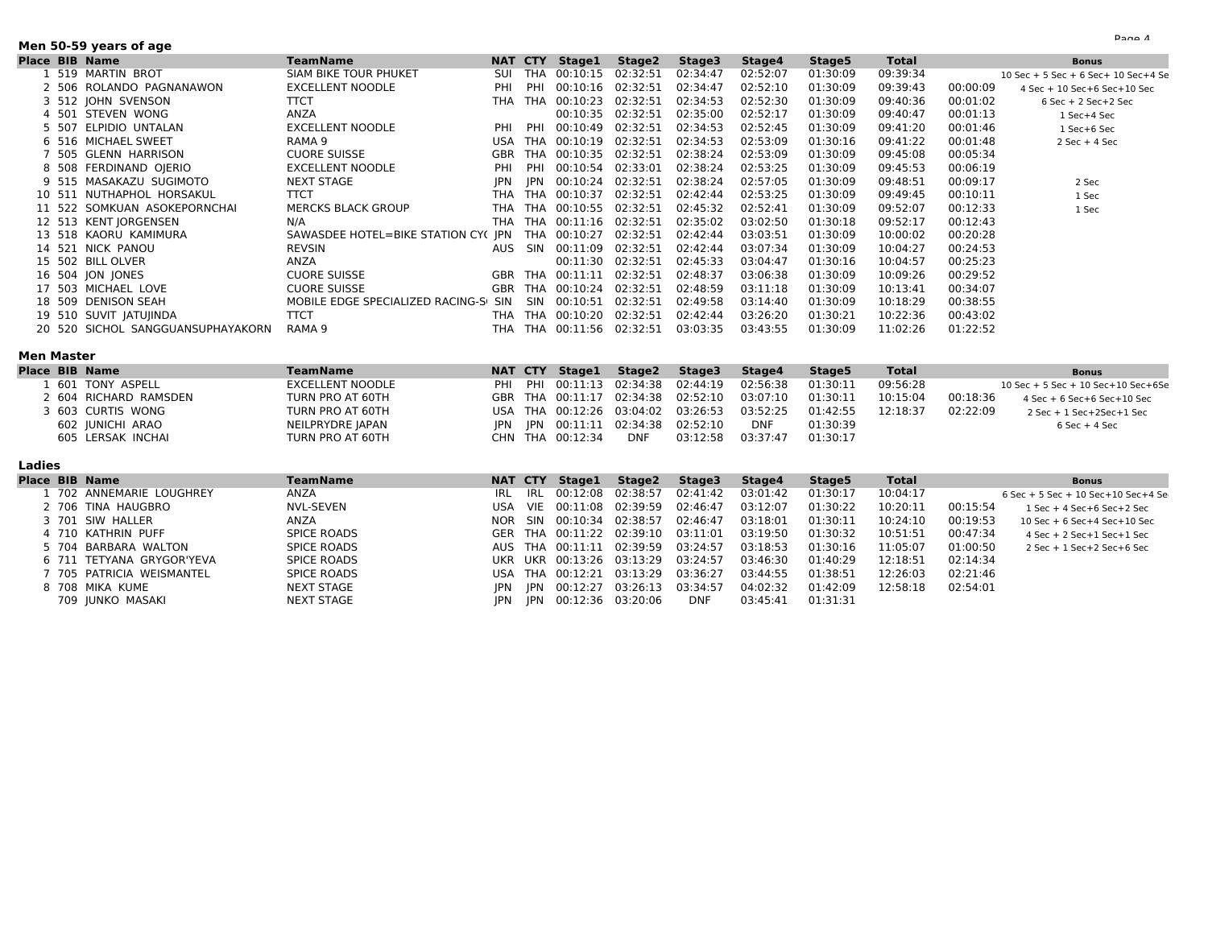**Men 50-59 years of age**

| Place | BIB | Name | TeamName | NAT | CTY | Stage1 | Stage2 | Stage3 | Stage4 | Stage5 | Total | | Bonus |
|---|---|---|---|---|---|---|---|---|---|---|---|---|---|
| 1 | 519 | MARTIN BROT | SIAM BIKE TOUR PHUKET | SUI | THA | 00:10:15 | 02:32:51 | 02:34:47 | 02:52:07 | 01:30:09 | 09:39:34 | | 10 Sec + 5 Sec + 6 Sec+ 10 Sec+4 Se |
| 2 | 506 | ROLANDO PAGNANAWON | EXCELLENT NOODLE | PHI | PHI | 00:10:16 | 02:32:51 | 02:34:47 | 02:52:10 | 01:30:09 | 09:39:43 | 00:00:09 | 4 Sec + 10 Sec+6 Sec+10 Sec |
| 3 | 512 | JOHN SVENSON | TTCT | THA | THA | 00:10:23 | 02:32:51 | 02:34:53 | 02:52:30 | 01:30:09 | 09:40:36 | 00:01:02 | 6 Sec + 2 Sec+2 Sec |
| 4 | 501 | STEVEN WONG | ANZA | | | 00:10:35 | 02:32:51 | 02:35:00 | 02:52:17 | 01:30:09 | 09:40:47 | 00:01:13 | 1 Sec+4 Sec |
| 5 | 507 | ELPIDIO UNTALAN | EXCELLENT NOODLE | PHI | PHI | 00:10:49 | 02:32:51 | 02:34:53 | 02:52:45 | 01:30:09 | 09:41:20 | 00:01:46 | 1 Sec+6 Sec |
| 6 | 516 | MICHAEL SWEET | RAMA 9 | USA | THA | 00:10:19 | 02:32:51 | 02:34:53 | 02:53:09 | 01:30:16 | 09:41:22 | 00:01:48 | 2 Sec + 4 Sec |
| 7 | 505 | GLENN HARRISON | CUORE SUISSE | GBR | THA | 00:10:35 | 02:32:51 | 02:38:24 | 02:53:09 | 01:30:09 | 09:45:08 | 00:05:34 | |
| 8 | 508 | FERDINAND OJERIO | EXCELLENT NOODLE | PHI | PHI | 00:10:54 | 02:33:01 | 02:38:24 | 02:53:25 | 01:30:09 | 09:45:53 | 00:06:19 | |
| 9 | 515 | MASAKAZU SUGIMOTO | NEXT STAGE | JPN | JPN | 00:10:24 | 02:32:51 | 02:38:24 | 02:57:05 | 01:30:09 | 09:48:51 | 00:09:17 | 2 Sec |
| 10 | 511 | NUTHAPHOL HORSAKUL | TTCT | THA | THA | 00:10:37 | 02:32:51 | 02:42:44 | 02:53:25 | 01:30:09 | 09:49:45 | 00:10:11 | 1 Sec |
| 11 | 522 | SOMKUAN ASOKEPORNCHAI | MERCKS BLACK GROUP | THA | THA | 00:10:55 | 02:32:51 | 02:45:32 | 02:52:41 | 01:30:09 | 09:52:07 | 00:12:33 | 1 Sec |
| 12 | 513 | KENT JORGENSEN | N/A | THA | THA | 00:11:16 | 02:32:51 | 02:35:02 | 03:02:50 | 01:30:18 | 09:52:17 | 00:12:43 | |
| 13 | 518 | KAORU KAMIMURA | SAWASDEE HOTEL=BIKE STATION CY( | JPN | THA | 00:10:27 | 02:32:51 | 02:42:44 | 03:03:51 | 01:30:09 | 10:00:02 | 00:20:28 | |
| 14 | 521 | NICK PANOU | REVSIN | AUS | SIN | 00:11:09 | 02:32:51 | 02:42:44 | 03:07:34 | 01:30:09 | 10:04:27 | 00:24:53 | |
| 15 | 502 | BILL OLVER | ANZA | | | 00:11:30 | 02:32:51 | 02:45:33 | 03:04:47 | 01:30:16 | 10:04:57 | 00:25:23 | |
| 16 | 504 | JON JONES | CUORE SUISSE | GBR | THA | 00:11:11 | 02:32:51 | 02:48:37 | 03:06:38 | 01:30:09 | 10:09:26 | 00:29:52 | |
| 17 | 503 | MICHAEL LOVE | CUORE SUISSE | GBR | THA | 00:10:24 | 02:32:51 | 02:48:59 | 03:11:18 | 01:30:09 | 10:13:41 | 00:34:07 | |
| 18 | 509 | DENISON SEAH | MOBILE EDGE SPECIALIZED RACING-S | SIN | SIN | 00:10:51 | 02:32:51 | 02:49:58 | 03:14:40 | 01:30:09 | 10:18:29 | 00:38:55 | |
| 19 | 510 | SUVIT JATUJINDA | TTCT | THA | THA | 00:10:20 | 02:32:51 | 02:42:44 | 03:26:20 | 01:30:21 | 10:22:36 | 00:43:02 | |
| 20 | 520 | SICHOL SANGGUANSUPHAYAKORN | RAMA 9 | THA | THA | 00:11:56 | 02:32:51 | 03:03:35 | 03:43:55 | 01:30:09 | 11:02:26 | 01:22:52 | |

**Men Master**

| Place | BIB | Name | TeamName | NAT | CTY | Stage1 | Stage2 | Stage3 | Stage4 | Stage5 | Total | | Bonus |
|---|---|---|---|---|---|---|---|---|---|---|---|---|---|
| 1 | 601 | TONY ASPELL | EXCELLENT NOODLE | PHI | PHI | 00:11:13 | 02:34:38 | 02:44:19 | 02:56:38 | 01:30:11 | 09:56:28 | | 10 Sec + 5 Sec + 10 Sec+10 Sec+6Se |
| 2 | 604 | RICHARD RAMSDEN | TURN PRO AT 60TH | GBR | THA | 00:11:17 | 02:34:38 | 02:52:10 | 03:07:10 | 01:30:11 | 10:15:04 | 00:18:36 | 4 Sec + 6 Sec+6 Sec+10 Sec |
| 3 | 603 | CURTIS WONG | TURN PRO AT 60TH | USA | THA | 00:12:26 | 03:04:02 | 03:26:53 | 03:52:25 | 01:42:55 | 12:18:37 | 02:22:09 | 2 Sec + 1 Sec+2Sec+1 Sec |
| | 602 | JUNICHI ARAO | NEILPRYDRE JAPAN | JPN | JPN | 00:11:11 | 02:34:38 | 02:52:10 | DNF | 01:30:39 | | | 6 Sec + 4 Sec |
| | 605 | LERSAK INCHAI | TURN PRO AT 60TH | CHN | THA | 00:12:34 | DNF | 03:12:58 | 03:37:47 | 01:30:17 | | | |

**Ladies**

| Place | BIB | Name | TeamName | NAT | CTY | Stage1 | Stage2 | Stage3 | Stage4 | Stage5 | Total | | Bonus |
|---|---|---|---|---|---|---|---|---|---|---|---|---|---|
| 1 | 702 | ANNEMARIE LOUGHREY | ANZA | IRL | IRL | 00:12:08 | 02:38:57 | 02:41:42 | 03:01:42 | 01:30:17 | 10:04:17 | | 6 Sec + 5 Sec + 10 Sec+10 Sec+4 Se |
| 2 | 706 | TINA HAUGBRO | NVL-SEVEN | USA | VIE | 00:11:08 | 02:39:59 | 02:46:47 | 03:12:07 | 01:30:22 | 10:20:11 | 00:15:54 | 1 Sec + 4 Sec+6 Sec+2 Sec |
| 3 | 701 | SIW HALLER | ANZA | NOR | SIN | 00:10:34 | 02:38:57 | 02:46:47 | 03:18:01 | 01:30:11 | 10:24:10 | 00:19:53 | 10 Sec + 6 Sec+4 Sec+10 Sec |
| 4 | 710 | KATHRIN PUFF | SPICE ROADS | GER | THA | 00:11:22 | 02:39:10 | 03:11:01 | 03:19:50 | 01:30:32 | 10:51:51 | 00:47:34 | 4 Sec + 2 Sec+1 Sec+1 Sec |
| 5 | 704 | BARBARA WALTON | SPICE ROADS | AUS | THA | 00:11:11 | 02:39:59 | 03:24:57 | 03:18:53 | 01:30:16 | 11:05:07 | 01:00:50 | 2 Sec + 1 Sec+2 Sec+6 Sec |
| 6 | 711 | TETYANA GRYGOR'YEVA | SPICE ROADS | UKR | UKR | 00:13:26 | 03:13:29 | 03:24:57 | 03:46:30 | 01:40:29 | 12:18:51 | 02:14:34 | |
| 7 | 705 | PATRICIA WEISMANTEL | SPICE ROADS | USA | THA | 00:12:21 | 03:13:29 | 03:36:27 | 03:44:55 | 01:38:51 | 12:26:03 | 02:21:46 | |
| 8 | 708 | MIKA KUME | NEXT STAGE | JPN | JPN | 00:12:27 | 03:26:13 | 03:34:57 | 04:02:32 | 01:42:09 | 12:58:18 | 02:54:01 | |
| | 709 | JUNKO MASAKI | NEXT STAGE | JPN | JPN | 00:12:36 | 03:20:06 | DNF | 03:45:41 | 01:31:31 | | | |